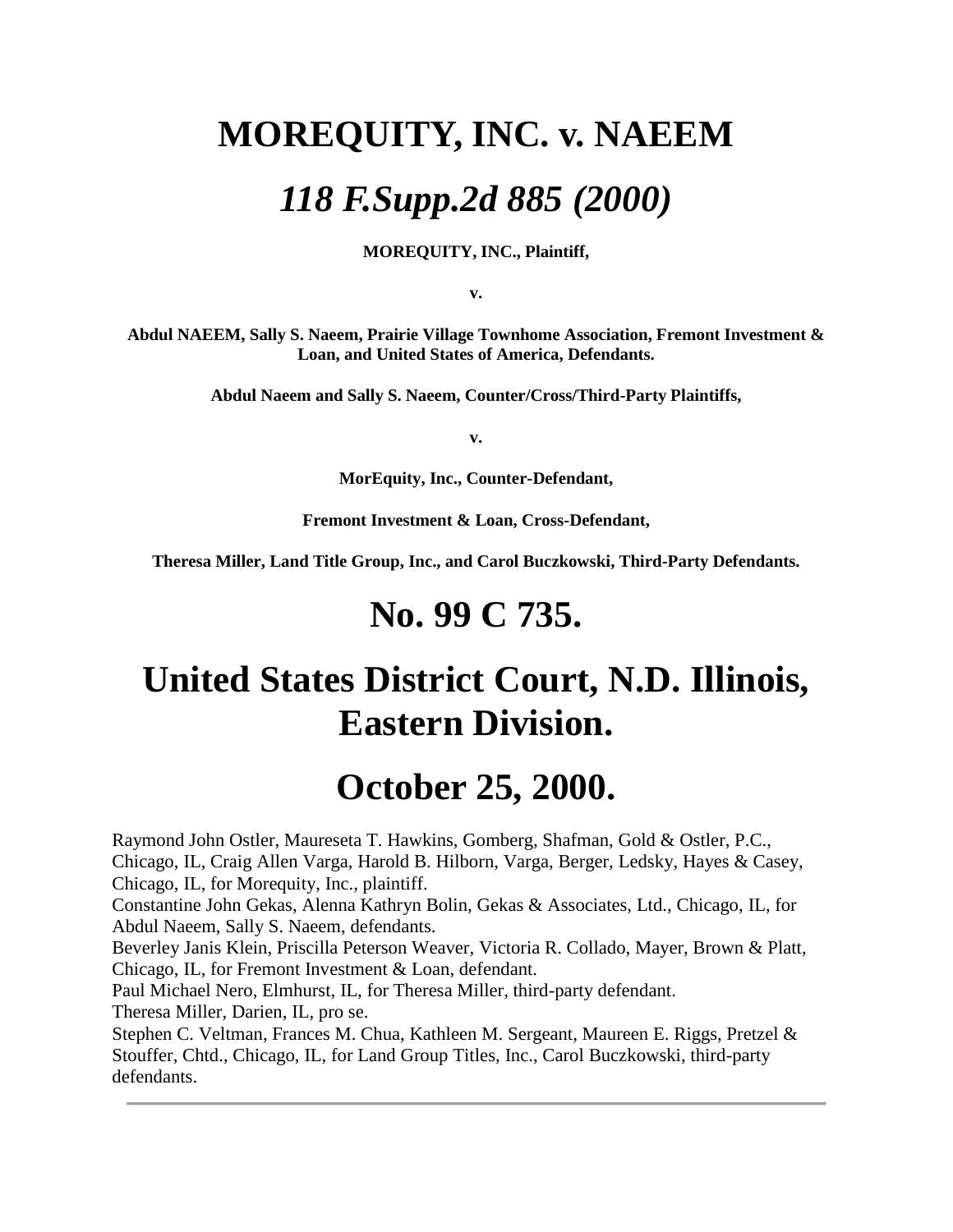# MOREQUITY, INC. v. NAEEM

# *118 F.Supp.2d 885 (2000)*

**MOREQUITY, INC., Plaintiff,**

**v.**

**Abdul NAEEM, Sally S. Naeem, Prairie Village Townhome Association, Fremont Investment & Loan, and United States of America, Defendants.**

**Abdul Naeem and Sally S. Naeem, Counter/Cross/Third-Party Plaintiffs,**

**v.**

**MorEquity, Inc., Counter-Defendant,**

**Fremont Investment & Loan, Cross-Defendant,**

**Theresa Miller, Land Title Group, Inc., and Carol Buczkowski, Third-Party Defendants.**

# No. 99 C 735.

# United States District Court, N.D. Illinois, Eastern Division.

# October 25, 2000.

Raymond John Ostler, Maureseta T. Hawkins, Gomberg, Shafman, Gold & Ostler, P.C., Chicago, IL, Craig Allen Varga, Harold B. Hilborn, Varga, Berger, Ledsky, Hayes & Casey, Chicago, IL, for Morequity, Inc., plaintiff.

Constantine John Gekas, Alenna Kathryn Bolin, Gekas & Associates, Ltd., Chicago, IL, for Abdul Naeem, Sally S. Naeem, defendants.

Beverley Janis Klein, Priscilla Peterson Weaver, Victoria R. Collado, Mayer, Brown & Platt, Chicago, IL, for Fremont Investment & Loan, defendant.

Paul Michael Nero, Elmhurst, IL, for Theresa Miller, third-party defendant.

Theresa Miller, Darien, IL, pro se.

Stephen C. Veltman, Frances M. Chua, Kathleen M. Sergeant, Maureen E. Riggs, Pretzel & Stouffer, Chtd., Chicago, IL, for Land Group Titles, Inc., Carol Buczkowski, third-party defendants.

---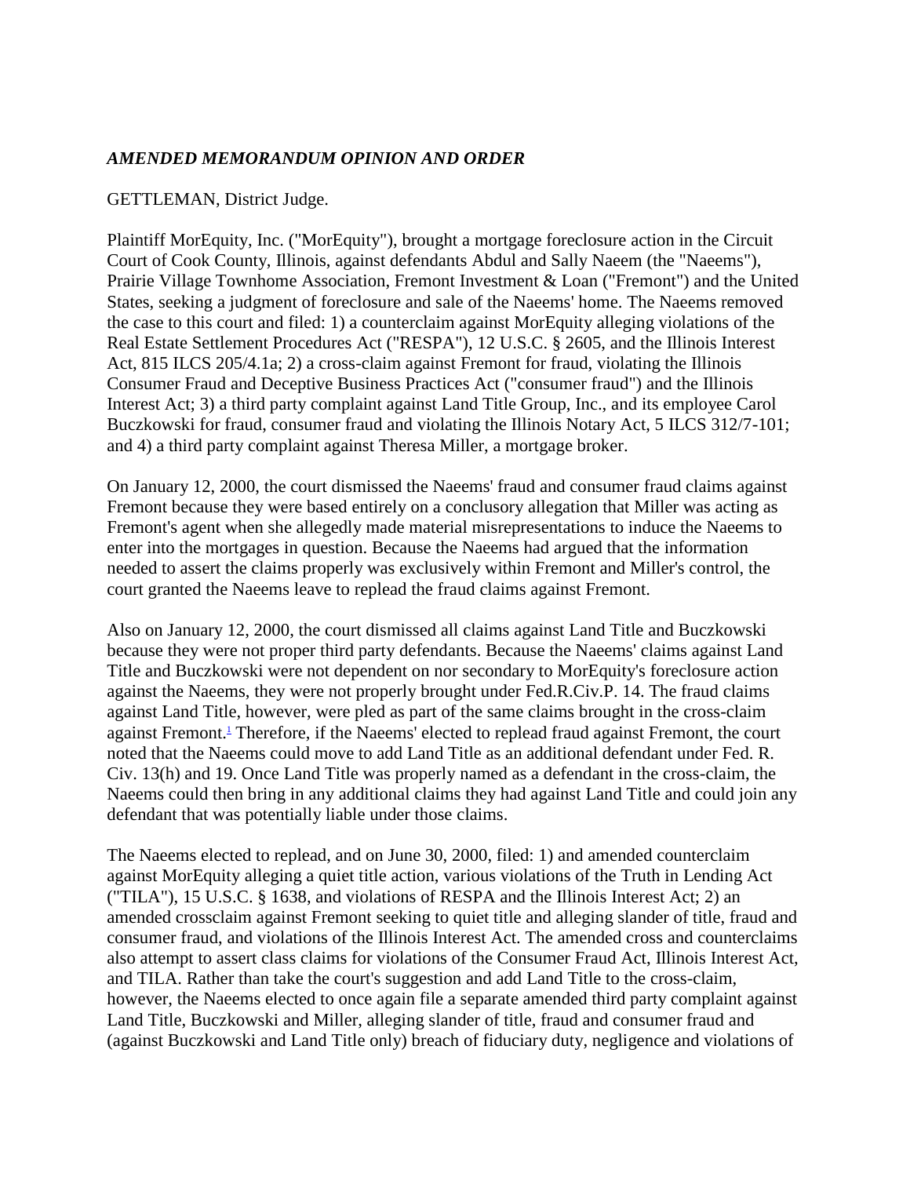***AMENDED MEMORANDUM OPINION AND ORDER***

GETTLEMAN, District Judge.

Plaintiff MorEquity, Inc. ("MorEquity"), brought a mortgage foreclosure action in the Circuit Court of Cook County, Illinois, against defendants Abdul and Sally Naeem (the "Naeems"), Prairie Village Townhome Association, Fremont Investment & Loan ("Fremont") and the United States, seeking a judgment of foreclosure and sale of the Naeems' home. The Naeems removed the case to this court and filed: 1) a counterclaim against MorEquity alleging violations of the Real Estate Settlement Procedures Act ("RESPA"), 12 U.S.C. § 2605, and the Illinois Interest Act, 815 ILCS 205/4.1a; 2) a cross-claim against Fremont for fraud, violating the Illinois Consumer Fraud and Deceptive Business Practices Act ("consumer fraud") and the Illinois Interest Act; 3) a third party complaint against Land Title Group, Inc., and its employee Carol Buczkowski for fraud, consumer fraud and violating the Illinois Notary Act, 5 ILCS 312/7-101; and 4) a third party complaint against Theresa Miller, a mortgage broker.

On January 12, 2000, the court dismissed the Naeems' fraud and consumer fraud claims against Fremont because they were based entirely on a conclusory allegation that Miller was acting as Fremont's agent when she allegedly made material misrepresentations to induce the Naeems to enter into the mortgages in question. Because the Naeems had argued that the information needed to assert the claims properly was exclusively within Fremont and Miller's control, the court granted the Naeems leave to replead the fraud claims against Fremont.

Also on January 12, 2000, the court dismissed all claims against Land Title and Buczkowski because they were not proper third party defendants. Because the Naeems' claims against Land Title and Buczkowski were not dependent on nor secondary to MorEquity's foreclosure action against the Naeems, they were not properly brought under Fed.R.Civ.P. 14. The fraud claims against Land Title, however, were pled as part of the same claims brought in the cross-claim against Fremont.[1] Therefore, if the Naeems' elected to replead fraud against Fremont, the court noted that the Naeems could move to add Land Title as an additional defendant under Fed. R. Civ. 13(h) and 19. Once Land Title was properly named as a defendant in the cross-claim, the Naeems could then bring in any additional claims they had against Land Title and could join any defendant that was potentially liable under those claims.

The Naeems elected to replead, and on June 30, 2000, filed: 1) and amended counterclaim against MorEquity alleging a quiet title action, various violations of the Truth in Lending Act ("TILA"), 15 U.S.C. § 1638, and violations of RESPA and the Illinois Interest Act; 2) an amended crossclaim against Fremont seeking to quiet title and alleging slander of title, fraud and consumer fraud, and violations of the Illinois Interest Act. The amended cross and counterclaims also attempt to assert class claims for violations of the Consumer Fraud Act, Illinois Interest Act, and TILA. Rather than take the court's suggestion and add Land Title to the cross-claim, however, the Naeems elected to once again file a separate amended third party complaint against Land Title, Buczkowski and Miller, alleging slander of title, fraud and consumer fraud and (against Buczkowski and Land Title only) breach of fiduciary duty, negligence and violations of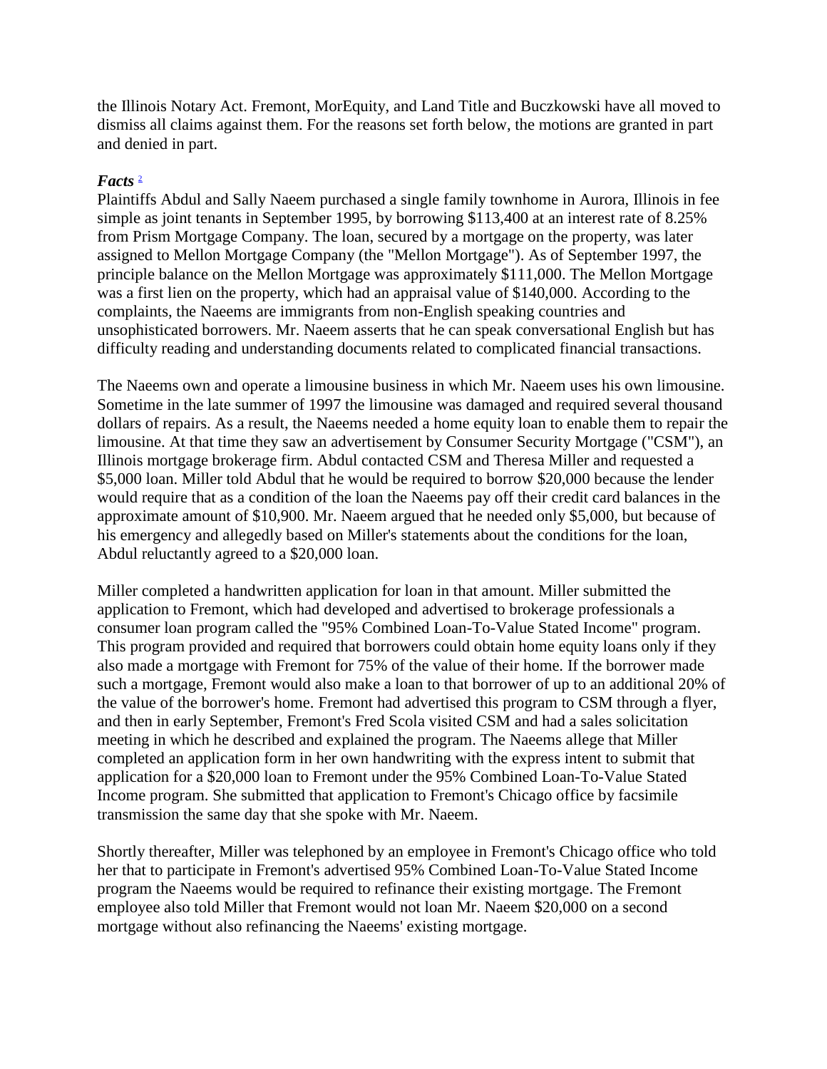the Illinois Notary Act. Fremont, MorEquity, and Land Title and Buczkowski have all moved to dismiss all claims against them. For the reasons set forth below, the motions are granted in part and denied in part.

***Facts*** [2]

Plaintiffs Abdul and Sally Naeem purchased a single family townhome in Aurora, Illinois in fee simple as joint tenants in September 1995, by borrowing $113,400 at an interest rate of 8.25% from Prism Mortgage Company. The loan, secured by a mortgage on the property, was later assigned to Mellon Mortgage Company (the "Mellon Mortgage"). As of September 1997, the principle balance on the Mellon Mortgage was approximately $111,000. The Mellon Mortgage was a first lien on the property, which had an appraisal value of $140,000. According to the complaints, the Naeems are immigrants from non-English speaking countries and unsophisticated borrowers. Mr. Naeem asserts that he can speak conversational English but has difficulty reading and understanding documents related to complicated financial transactions.

The Naeems own and operate a limousine business in which Mr. Naeem uses his own limousine. Sometime in the late summer of 1997 the limousine was damaged and required several thousand dollars of repairs. As a result, the Naeems needed a home equity loan to enable them to repair the limousine. At that time they saw an advertisement by Consumer Security Mortgage ("CSM"), an Illinois mortgage brokerage firm. Abdul contacted CSM and Theresa Miller and requested a $5,000 loan. Miller told Abdul that he would be required to borrow $20,000 because the lender would require that as a condition of the loan the Naeems pay off their credit card balances in the approximate amount of $10,900. Mr. Naeem argued that he needed only $5,000, but because of his emergency and allegedly based on Miller's statements about the conditions for the loan, Abdul reluctantly agreed to a $20,000 loan.

Miller completed a handwritten application for loan in that amount. Miller submitted the application to Fremont, which had developed and advertised to brokerage professionals a consumer loan program called the "95% Combined Loan-To-Value Stated Income" program. This program provided and required that borrowers could obtain home equity loans only if they also made a mortgage with Fremont for 75% of the value of their home. If the borrower made such a mortgage, Fremont would also make a loan to that borrower of up to an additional 20% of the value of the borrower's home. Fremont had advertised this program to CSM through a flyer, and then in early September, Fremont's Fred Scola visited CSM and had a sales solicitation meeting in which he described and explained the program. The Naeems allege that Miller completed an application form in her own handwriting with the express intent to submit that application for a $20,000 loan to Fremont under the 95% Combined Loan-To-Value Stated Income program. She submitted that application to Fremont's Chicago office by facsimile transmission the same day that she spoke with Mr. Naeem.

Shortly thereafter, Miller was telephoned by an employee in Fremont's Chicago office who told her that to participate in Fremont's advertised 95% Combined Loan-To-Value Stated Income program the Naeems would be required to refinance their existing mortgage. The Fremont employee also told Miller that Fremont would not loan Mr. Naeem $20,000 on a second mortgage without also refinancing the Naeems' existing mortgage.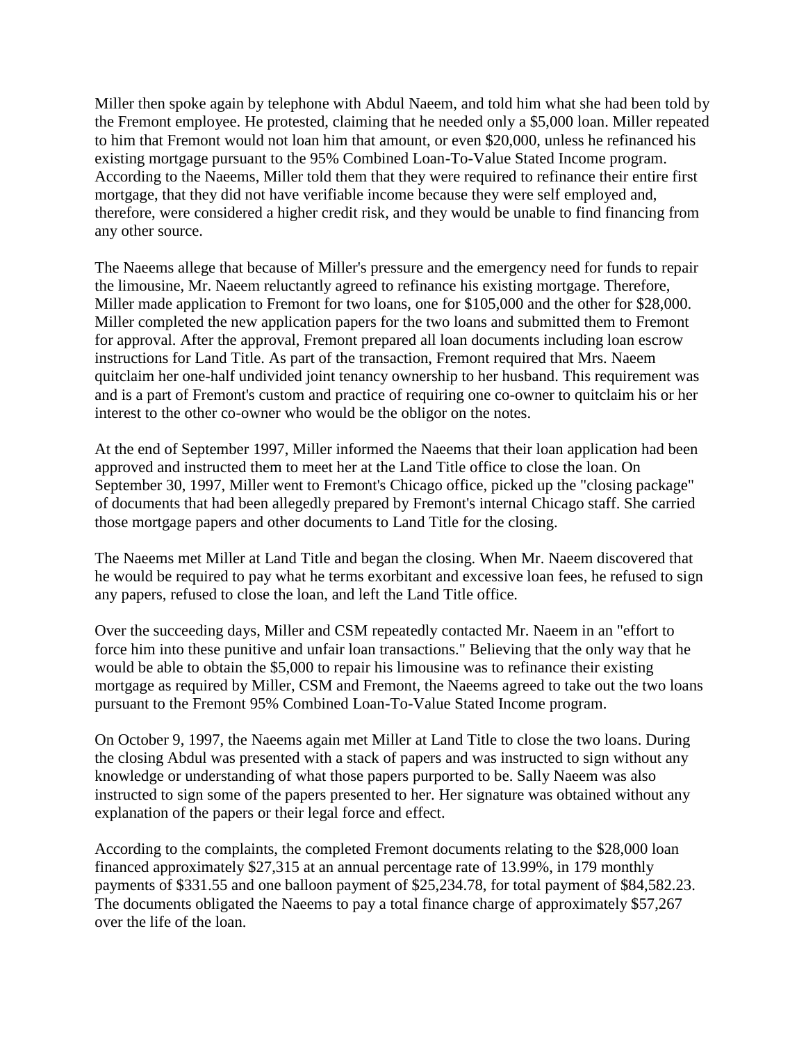Miller then spoke again by telephone with Abdul Naeem, and told him what she had been told by the Fremont employee. He protested, claiming that he needed only a $5,000 loan. Miller repeated to him that Fremont would not loan him that amount, or even $20,000, unless he refinanced his existing mortgage pursuant to the 95% Combined Loan-To-Value Stated Income program. According to the Naeems, Miller told them that they were required to refinance their entire first mortgage, that they did not have verifiable income because they were self employed and, therefore, were considered a higher credit risk, and they would be unable to find financing from any other source.

The Naeems allege that because of Miller's pressure and the emergency need for funds to repair the limousine, Mr. Naeem reluctantly agreed to refinance his existing mortgage. Therefore, Miller made application to Fremont for two loans, one for $105,000 and the other for $28,000. Miller completed the new application papers for the two loans and submitted them to Fremont for approval. After the approval, Fremont prepared all loan documents including loan escrow instructions for Land Title. As part of the transaction, Fremont required that Mrs. Naeem quitclaim her one-half undivided joint tenancy ownership to her husband. This requirement was and is a part of Fremont's custom and practice of requiring one co-owner to quitclaim his or her interest to the other co-owner who would be the obligor on the notes.

At the end of September 1997, Miller informed the Naeems that their loan application had been approved and instructed them to meet her at the Land Title office to close the loan. On September 30, 1997, Miller went to Fremont's Chicago office, picked up the "closing package" of documents that had been allegedly prepared by Fremont's internal Chicago staff. She carried those mortgage papers and other documents to Land Title for the closing.

The Naeems met Miller at Land Title and began the closing. When Mr. Naeem discovered that he would be required to pay what he terms exorbitant and excessive loan fees, he refused to sign any papers, refused to close the loan, and left the Land Title office.

Over the succeeding days, Miller and CSM repeatedly contacted Mr. Naeem in an "effort to force him into these punitive and unfair loan transactions." Believing that the only way that he would be able to obtain the $5,000 to repair his limousine was to refinance their existing mortgage as required by Miller, CSM and Fremont, the Naeems agreed to take out the two loans pursuant to the Fremont 95% Combined Loan-To-Value Stated Income program.

On October 9, 1997, the Naeems again met Miller at Land Title to close the two loans. During the closing Abdul was presented with a stack of papers and was instructed to sign without any knowledge or understanding of what those papers purported to be. Sally Naeem was also instructed to sign some of the papers presented to her. Her signature was obtained without any explanation of the papers or their legal force and effect.

According to the complaints, the completed Fremont documents relating to the $28,000 loan financed approximately $27,315 at an annual percentage rate of 13.99%, in 179 monthly payments of $331.55 and one balloon payment of $25,234.78, for total payment of $84,582.23. The documents obligated the Naeems to pay a total finance charge of approximately $57,267 over the life of the loan.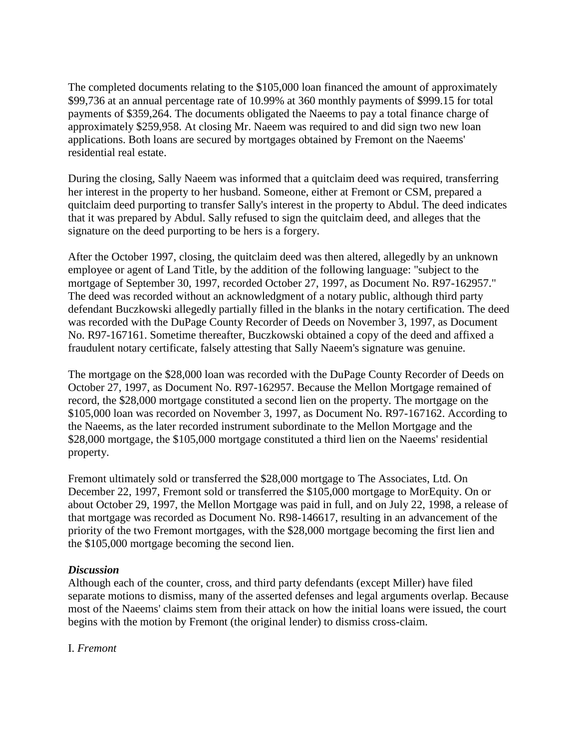The completed documents relating to the $105,000 loan financed the amount of approximately $99,736 at an annual percentage rate of 10.99% at 360 monthly payments of $999.15 for total payments of $359,264. The documents obligated the Naeems to pay a total finance charge of approximately $259,958. At closing Mr. Naeem was required to and did sign two new loan applications. Both loans are secured by mortgages obtained by Fremont on the Naeems' residential real estate.

During the closing, Sally Naeem was informed that a quitclaim deed was required, transferring her interest in the property to her husband. Someone, either at Fremont or CSM, prepared a quitclaim deed purporting to transfer Sally's interest in the property to Abdul. The deed indicates that it was prepared by Abdul. Sally refused to sign the quitclaim deed, and alleges that the signature on the deed purporting to be hers is a forgery.

After the October 1997, closing, the quitclaim deed was then altered, allegedly by an unknown employee or agent of Land Title, by the addition of the following language: "subject to the mortgage of September 30, 1997, recorded October 27, 1997, as Document No. R97-162957." The deed was recorded without an acknowledgment of a notary public, although third party defendant Buczkowski allegedly partially filled in the blanks in the notary certification. The deed was recorded with the DuPage County Recorder of Deeds on November 3, 1997, as Document No. R97-167161. Sometime thereafter, Buczkowski obtained a copy of the deed and affixed a fraudulent notary certificate, falsely attesting that Sally Naeem's signature was genuine.

The mortgage on the $28,000 loan was recorded with the DuPage County Recorder of Deeds on October 27, 1997, as Document No. R97-162957. Because the Mellon Mortgage remained of record, the $28,000 mortgage constituted a second lien on the property. The mortgage on the $105,000 loan was recorded on November 3, 1997, as Document No. R97-167162. According to the Naeems, as the later recorded instrument subordinate to the Mellon Mortgage and the $28,000 mortgage, the $105,000 mortgage constituted a third lien on the Naeems' residential property.

Fremont ultimately sold or transferred the $28,000 mortgage to The Associates, Ltd. On December 22, 1997, Fremont sold or transferred the $105,000 mortgage to MorEquity. On or about October 29, 1997, the Mellon Mortgage was paid in full, and on July 22, 1998, a release of that mortgage was recorded as Document No. R98-146617, resulting in an advancement of the priority of the two Fremont mortgages, with the $28,000 mortgage becoming the first lien and the $105,000 mortgage becoming the second lien.

### *Discussion*

Although each of the counter, cross, and third party defendants (except Miller) have filed separate motions to dismiss, many of the asserted defenses and legal arguments overlap. Because most of the Naeems' claims stem from their attack on how the initial loans were issued, the court begins with the motion by Fremont (the original lender) to dismiss cross-claim.

I. *Fremont*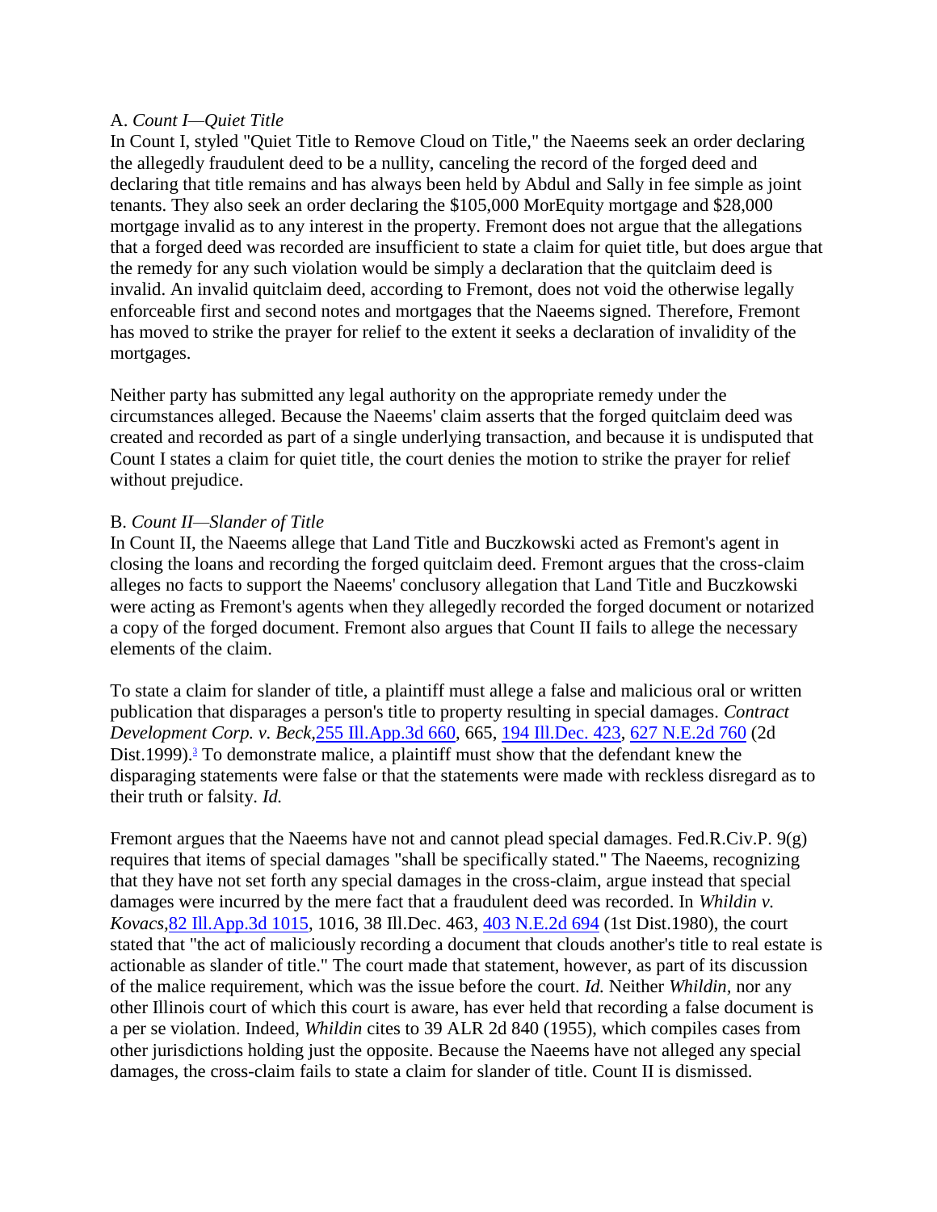A. *Count I—Quiet Title*

In Count I, styled "Quiet Title to Remove Cloud on Title," the Naeems seek an order declaring the allegedly fraudulent deed to be a nullity, canceling the record of the forged deed and declaring that title remains and has always been held by Abdul and Sally in fee simple as joint tenants. They also seek an order declaring the $105,000 MorEquity mortgage and $28,000 mortgage invalid as to any interest in the property. Fremont does not argue that the allegations that a forged deed was recorded are insufficient to state a claim for quiet title, but does argue that the remedy for any such violation would be simply a declaration that the quitclaim deed is invalid. An invalid quitclaim deed, according to Fremont, does not void the otherwise legally enforceable first and second notes and mortgages that the Naeems signed. Therefore, Fremont has moved to strike the prayer for relief to the extent it seeks a declaration of invalidity of the mortgages.

Neither party has submitted any legal authority on the appropriate remedy under the circumstances alleged. Because the Naeems' claim asserts that the forged quitclaim deed was created and recorded as part of a single underlying transaction, and because it is undisputed that Count I states a claim for quiet title, the court denies the motion to strike the prayer for relief without prejudice.

B. *Count II—Slander of Title*

In Count II, the Naeems allege that Land Title and Buczkowski acted as Fremont's agent in closing the loans and recording the forged quitclaim deed. Fremont argues that the cross-claim alleges no facts to support the Naeems' conclusory allegation that Land Title and Buczkowski were acting as Fremont's agents when they allegedly recorded the forged document or notarized a copy of the forged document. Fremont also argues that Count II fails to allege the necessary elements of the claim.

To state a claim for slander of title, a plaintiff must allege a false and malicious oral or written publication that disparages a person's title to property resulting in special damages. *Contract Development Corp. v. Beck,* 255 Ill.App.3d 660, 665, 194 Ill.Dec. 423, 627 N.E.2d 760 (2d Dist.1999).[3] To demonstrate malice, a plaintiff must show that the defendant knew the disparaging statements were false or that the statements were made with reckless disregard as to their truth or falsity. *Id.*

Fremont argues that the Naeems have not and cannot plead special damages. Fed.R.Civ.P. 9(g) requires that items of special damages "shall be specifically stated." The Naeems, recognizing that they have not set forth any special damages in the cross-claim, argue instead that special damages were incurred by the mere fact that a fraudulent deed was recorded. In *Whildin v. Kovacs,* 82 Ill.App.3d 1015, 1016, 38 Ill.Dec. 463, 403 N.E.2d 694 (1st Dist.1980), the court stated that "the act of maliciously recording a document that clouds another's title to real estate is actionable as slander of title." The court made that statement, however, as part of its discussion of the malice requirement, which was the issue before the court. *Id.* Neither *Whildin,* nor any other Illinois court of which this court is aware, has ever held that recording a false document is a per se violation. Indeed, *Whildin* cites to 39 ALR 2d 840 (1955), which compiles cases from other jurisdictions holding just the opposite. Because the Naeems have not alleged any special damages, the cross-claim fails to state a claim for slander of title. Count II is dismissed.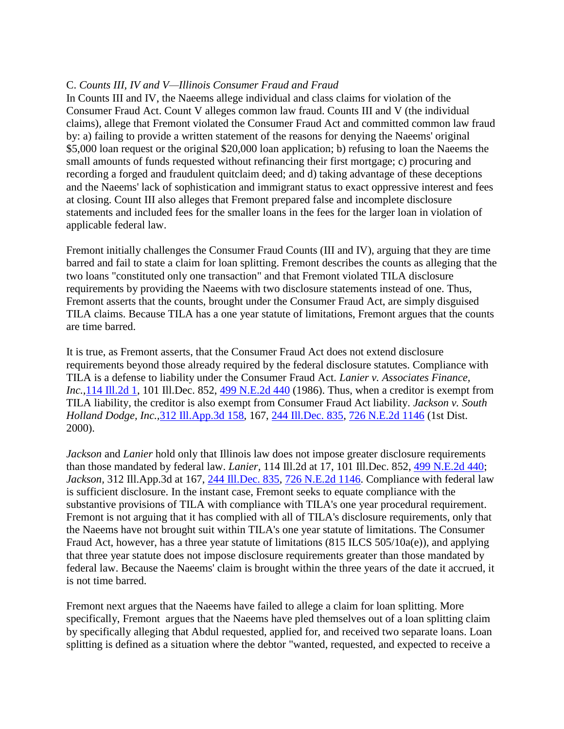C. *Counts III, IV and V—Illinois Consumer Fraud and Fraud*

In Counts III and IV, the Naeems allege individual and class claims for violation of the Consumer Fraud Act. Count V alleges common law fraud. Counts III and V (the individual claims), allege that Fremont violated the Consumer Fraud Act and committed common law fraud by: a) failing to provide a written statement of the reasons for denying the Naeems' original $5,000 loan request or the original $20,000 loan application; b) refusing to loan the Naeems the small amounts of funds requested without refinancing their first mortgage; c) procuring and recording a forged and fraudulent quitclaim deed; and d) taking advantage of these deceptions and the Naeems' lack of sophistication and immigrant status to exact oppressive interest and fees at closing. Count III also alleges that Fremont prepared false and incomplete disclosure statements and included fees for the smaller loans in the fees for the larger loan in violation of applicable federal law.

Fremont initially challenges the Consumer Fraud Counts (III and IV), arguing that they are time barred and fail to state a claim for loan splitting. Fremont describes the counts as alleging that the two loans "constituted only one transaction" and that Fremont violated TILA disclosure requirements by providing the Naeems with two disclosure statements instead of one. Thus, Fremont asserts that the counts, brought under the Consumer Fraud Act, are simply disguised TILA claims. Because TILA has a one year statute of limitations, Fremont argues that the counts are time barred.

It is true, as Fremont asserts, that the Consumer Fraud Act does not extend disclosure requirements beyond those already required by the federal disclosure statutes. Compliance with TILA is a defense to liability under the Consumer Fraud Act. *Lanier v. Associates Finance, Inc.*, 114 Ill.2d 1, 101 Ill.Dec. 852, 499 N.E.2d 440 (1986). Thus, when a creditor is exempt from TILA liability, the creditor is also exempt from Consumer Fraud Act liability. *Jackson v. South Holland Dodge, Inc.*, 312 Ill.App.3d 158, 167, 244 Ill.Dec. 835, 726 N.E.2d 1146 (1st Dist. 2000).

*Jackson* and *Lanier* hold only that Illinois law does not impose greater disclosure requirements than those mandated by federal law. *Lanier*, 114 Ill.2d at 17, 101 Ill.Dec. 852, 499 N.E.2d 440; *Jackson*, 312 Ill.App.3d at 167, 244 Ill.Dec. 835, 726 N.E.2d 1146. Compliance with federal law is sufficient disclosure. In the instant case, Fremont seeks to equate compliance with the substantive provisions of TILA with compliance with TILA's one year procedural requirement. Fremont is not arguing that it has complied with all of TILA's disclosure requirements, only that the Naeems have not brought suit within TILA's one year statute of limitations. The Consumer Fraud Act, however, has a three year statute of limitations (815 ILCS 505/10a(e)), and applying that three year statute does not impose disclosure requirements greater than those mandated by federal law. Because the Naeems' claim is brought within the three years of the date it accrued, it is not time barred.

Fremont next argues that the Naeems have failed to allege a claim for loan splitting. More specifically, Fremont argues that the Naeems have pled themselves out of a loan splitting claim by specifically alleging that Abdul requested, applied for, and received two separate loans. Loan splitting is defined as a situation where the debtor "wanted, requested, and expected to receive a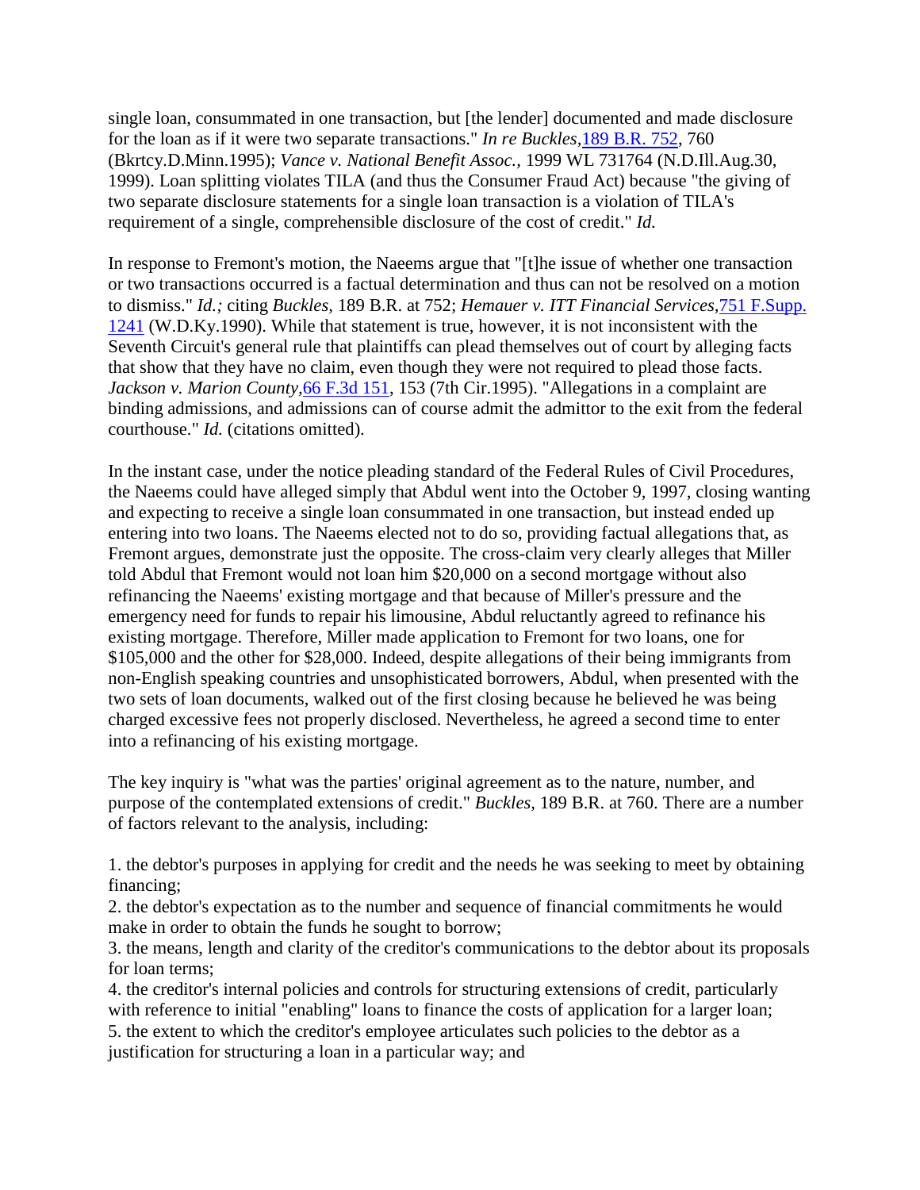single loan, consummated in one transaction, but [the lender] documented and made disclosure for the loan as if it were two separate transactions." *In re Buckles*, 189 B.R. 752, 760 (Bkrtcy.D.Minn.1995); *Vance v. National Benefit Assoc.*, 1999 WL 731764 (N.D.Ill.Aug.30, 1999). Loan splitting violates TILA (and thus the Consumer Fraud Act) because "the giving of two separate disclosure statements for a single loan transaction is a violation of TILA's requirement of a single, comprehensible disclosure of the cost of credit." *Id.*

In response to Fremont's motion, the Naeems argue that "[t]he issue of whether one transaction or two transactions occurred is a factual determination and thus can not be resolved on a motion to dismiss." *Id.;* citing *Buckles*, 189 B.R. at 752; *Hemauer v. ITT Financial Services*, 751 F.Supp. 1241 (W.D.Ky.1990). While that statement is true, however, it is not inconsistent with the Seventh Circuit's general rule that plaintiffs can plead themselves out of court by alleging facts that show that they have no claim, even though they were not required to plead those facts. *Jackson v. Marion County*, 66 F.3d 151, 153 (7th Cir.1995). "Allegations in a complaint are binding admissions, and admissions can of course admit the admittor to the exit from the federal courthouse." *Id.* (citations omitted).

In the instant case, under the notice pleading standard of the Federal Rules of Civil Procedures, the Naeems could have alleged simply that Abdul went into the October 9, 1997, closing wanting and expecting to receive a single loan consummated in one transaction, but instead ended up entering into two loans. The Naeems elected not to do so, providing factual allegations that, as Fremont argues, demonstrate just the opposite. The cross-claim very clearly alleges that Miller told Abdul that Fremont would not loan him $20,000 on a second mortgage without also refinancing the Naeems' existing mortgage and that because of Miller's pressure and the emergency need for funds to repair his limousine, Abdul reluctantly agreed to refinance his existing mortgage. Therefore, Miller made application to Fremont for two loans, one for $105,000 and the other for $28,000. Indeed, despite allegations of their being immigrants from non-English speaking countries and unsophisticated borrowers, Abdul, when presented with the two sets of loan documents, walked out of the first closing because he believed he was being charged excessive fees not properly disclosed. Nevertheless, he agreed a second time to enter into a refinancing of his existing mortgage.

The key inquiry is "what was the parties' original agreement as to the nature, number, and purpose of the contemplated extensions of credit." *Buckles*, 189 B.R. at 760. There are a number of factors relevant to the analysis, including:

1. the debtor's purposes in applying for credit and the needs he was seeking to meet by obtaining financing;
2. the debtor's expectation as to the number and sequence of financial commitments he would make in order to obtain the funds he sought to borrow;
3. the means, length and clarity of the creditor's communications to the debtor about its proposals for loan terms;
4. the creditor's internal policies and controls for structuring extensions of credit, particularly with reference to initial "enabling" loans to finance the costs of application for a larger loan;
5. the extent to which the creditor's employee articulates such policies to the debtor as a justification for structuring a loan in a particular way; and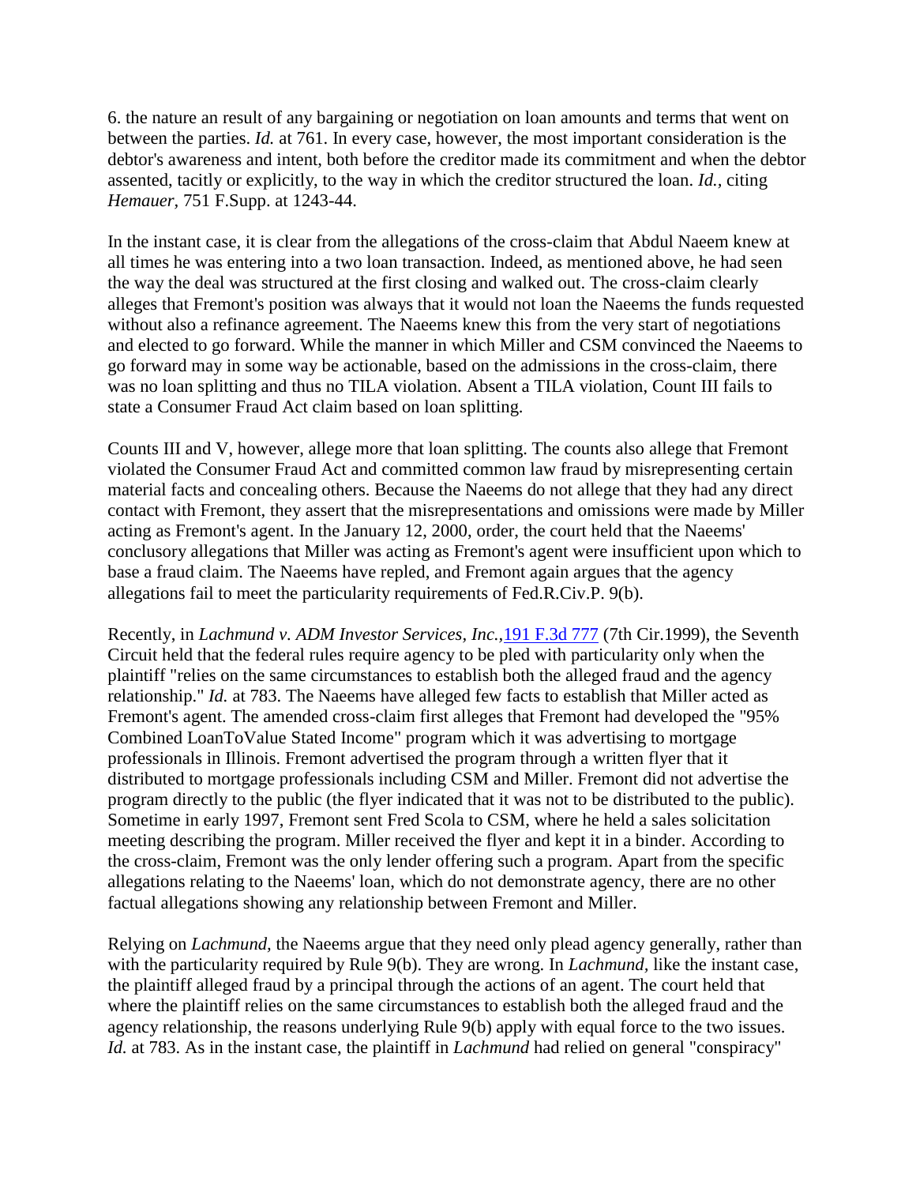6. the nature an result of any bargaining or negotiation on loan amounts and terms that went on between the parties. *Id.* at 761. In every case, however, the most important consideration is the debtor's awareness and intent, both before the creditor made its commitment and when the debtor assented, tacitly or explicitly, to the way in which the creditor structured the loan. *Id.*, citing *Hemauer*, 751 F.Supp. at 1243-44.

In the instant case, it is clear from the allegations of the cross-claim that Abdul Naeem knew at all times he was entering into a two loan transaction. Indeed, as mentioned above, he had seen the way the deal was structured at the first closing and walked out. The cross-claim clearly alleges that Fremont's position was always that it would not loan the Naeems the funds requested without also a refinance agreement. The Naeems knew this from the very start of negotiations and elected to go forward. While the manner in which Miller and CSM convinced the Naeems to go forward may in some way be actionable, based on the admissions in the cross-claim, there was no loan splitting and thus no TILA violation. Absent a TILA violation, Count III fails to state a Consumer Fraud Act claim based on loan splitting.

Counts III and V, however, allege more that loan splitting. The counts also allege that Fremont violated the Consumer Fraud Act and committed common law fraud by misrepresenting certain material facts and concealing others. Because the Naeems do not allege that they had any direct contact with Fremont, they assert that the misrepresentations and omissions were made by Miller acting as Fremont's agent. In the January 12, 2000, order, the court held that the Naeems' conclusory allegations that Miller was acting as Fremont's agent were insufficient upon which to base a fraud claim. The Naeems have repled, and Fremont again argues that the agency allegations fail to meet the particularity requirements of Fed.R.Civ.P. 9(b).

Recently, in *Lachmund v. ADM Investor Services, Inc.*, 191 F.3d 777 (7th Cir.1999), the Seventh Circuit held that the federal rules require agency to be pled with particularity only when the plaintiff "relies on the same circumstances to establish both the alleged fraud and the agency relationship." *Id.* at 783. The Naeems have alleged few facts to establish that Miller acted as Fremont's agent. The amended cross-claim first alleges that Fremont had developed the "95% Combined LoanToValue Stated Income" program which it was advertising to mortgage professionals in Illinois. Fremont advertised the program through a written flyer that it distributed to mortgage professionals including CSM and Miller. Fremont did not advertise the program directly to the public (the flyer indicated that it was not to be distributed to the public). Sometime in early 1997, Fremont sent Fred Scola to CSM, where he held a sales solicitation meeting describing the program. Miller received the flyer and kept it in a binder. According to the cross-claim, Fremont was the only lender offering such a program. Apart from the specific allegations relating to the Naeems' loan, which do not demonstrate agency, there are no other factual allegations showing any relationship between Fremont and Miller.

Relying on *Lachmund*, the Naeems argue that they need only plead agency generally, rather than with the particularity required by Rule 9(b). They are wrong. In *Lachmund*, like the instant case, the plaintiff alleged fraud by a principal through the actions of an agent. The court held that where the plaintiff relies on the same circumstances to establish both the alleged fraud and the agency relationship, the reasons underlying Rule 9(b) apply with equal force to the two issues. *Id.* at 783. As in the instant case, the plaintiff in *Lachmund* had relied on general "conspiracy"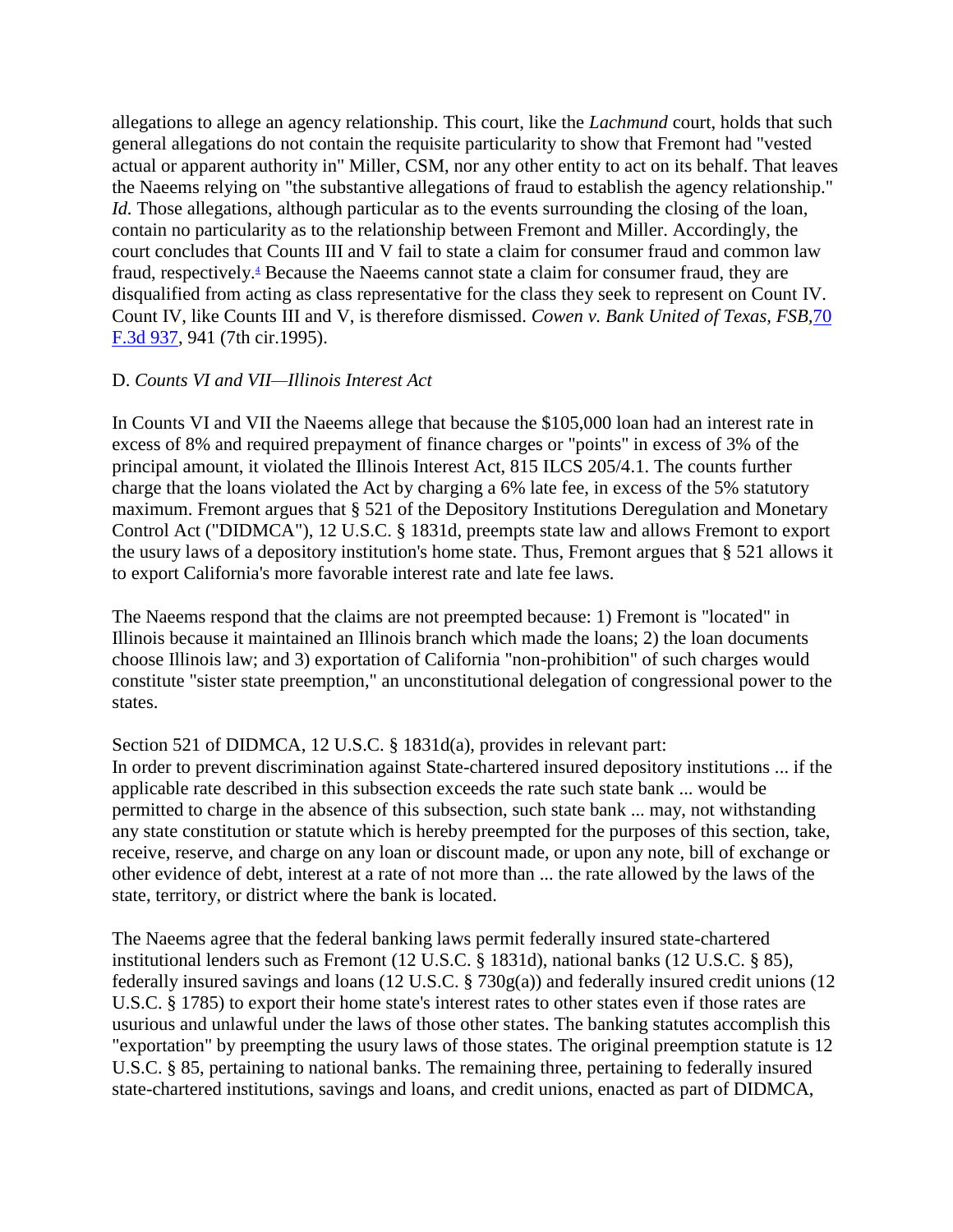allegations to allege an agency relationship. This court, like the *Lachmund* court, holds that such general allegations do not contain the requisite particularity to show that Fremont had "vested actual or apparent authority in" Miller, CSM, nor any other entity to act on its behalf. That leaves the Naeems relying on "the substantive allegations of fraud to establish the agency relationship." *Id.* Those allegations, although particular as to the events surrounding the closing of the loan, contain no particularity as to the relationship between Fremont and Miller. Accordingly, the court concludes that Counts III and V fail to state a claim for consumer fraud and common law fraud, respectively.[4] Because the Naeems cannot state a claim for consumer fraud, they are disqualified from acting as class representative for the class they seek to represent on Count IV. Count IV, like Counts III and V, is therefore dismissed. *Cowen v. Bank United of Texas, FSB,* 70 F.3d 937, 941 (7th cir.1995).

D. *Counts VI and VII—Illinois Interest Act*

In Counts VI and VII the Naeems allege that because the $105,000 loan had an interest rate in excess of 8% and required prepayment of finance charges or "points" in excess of 3% of the principal amount, it violated the Illinois Interest Act, 815 ILCS 205/4.1. The counts further charge that the loans violated the Act by charging a 6% late fee, in excess of the 5% statutory maximum. Fremont argues that § 521 of the Depository Institutions Deregulation and Monetary Control Act ("DIDMCA"), 12 U.S.C. § 1831d, preempts state law and allows Fremont to export the usury laws of a depository institution's home state. Thus, Fremont argues that § 521 allows it to export California's more favorable interest rate and late fee laws.

The Naeems respond that the claims are not preempted because: 1) Fremont is "located" in Illinois because it maintained an Illinois branch which made the loans; 2) the loan documents choose Illinois law; and 3) exportation of California "non-prohibition" of such charges would constitute "sister state preemption," an unconstitutional delegation of congressional power to the states.

Section 521 of DIDMCA, 12 U.S.C. § 1831d(a), provides in relevant part:

In order to prevent discrimination against State-chartered insured depository institutions ... if the applicable rate described in this subsection exceeds the rate such state bank ... would be permitted to charge in the absence of this subsection, such state bank ... may, not withstanding any state constitution or statute which is hereby preempted for the purposes of this section, take, receive, reserve, and charge on any loan or discount made, or upon any note, bill of exchange or other evidence of debt, interest at a rate of not more than ... the rate allowed by the laws of the state, territory, or district where the bank is located.

The Naeems agree that the federal banking laws permit federally insured state-chartered institutional lenders such as Fremont (12 U.S.C. § 1831d), national banks (12 U.S.C. § 85), federally insured savings and loans (12 U.S.C. § 730g(a)) and federally insured credit unions (12 U.S.C. § 1785) to export their home state's interest rates to other states even if those rates are usurious and unlawful under the laws of those other states. The banking statutes accomplish this "exportation" by preempting the usury laws of those states. The original preemption statute is 12 U.S.C. § 85, pertaining to national banks. The remaining three, pertaining to federally insured state-chartered institutions, savings and loans, and credit unions, enacted as part of DIDMCA,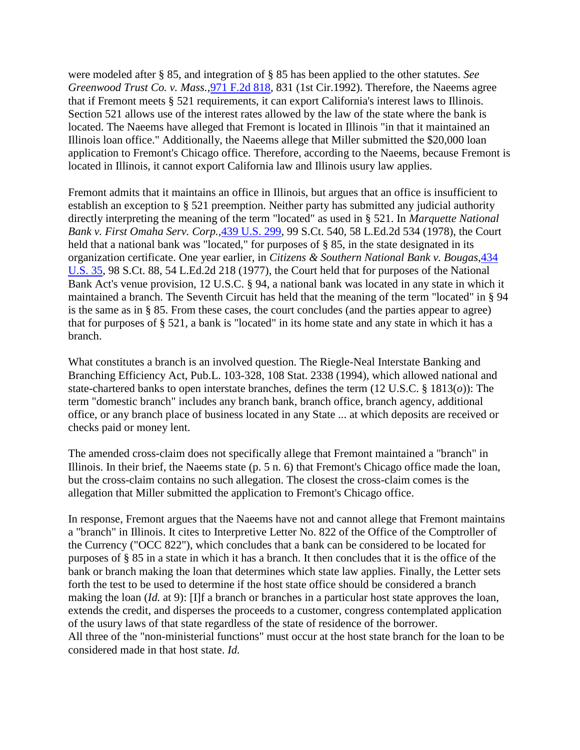were modeled after § 85, and integration of § 85 has been applied to the other statutes. *See Greenwood Trust Co. v. Mass.*, 971 F.2d 818, 831 (1st Cir.1992). Therefore, the Naeems agree that if Fremont meets § 521 requirements, it can export California's interest laws to Illinois. Section 521 allows use of the interest rates allowed by the law of the state where the bank is located. The Naeems have alleged that Fremont is located in Illinois "in that it maintained an Illinois loan office." Additionally, the Naeems allege that Miller submitted the $20,000 loan application to Fremont's Chicago office. Therefore, according to the Naeems, because Fremont is located in Illinois, it cannot export California law and Illinois usury law applies.

Fremont admits that it maintains an office in Illinois, but argues that an office is insufficient to establish an exception to § 521 preemption. Neither party has submitted any judicial authority directly interpreting the meaning of the term "located" as used in § 521. In *Marquette National Bank v. First Omaha Serv. Corp.*, 439 U.S. 299, 99 S.Ct. 540, 58 L.Ed.2d 534 (1978), the Court held that a national bank was "located," for purposes of § 85, in the state designated in its organization certificate. One year earlier, in *Citizens & Southern National Bank v. Bougas*, 434 U.S. 35, 98 S.Ct. 88, 54 L.Ed.2d 218 (1977), the Court held that for purposes of the National Bank Act's venue provision, 12 U.S.C. § 94, a national bank was located in any state in which it maintained a branch. The Seventh Circuit has held that the meaning of the term "located" in § 94 is the same as in § 85. From these cases, the court concludes (and the parties appear to agree) that for purposes of § 521, a bank is "located" in its home state and any state in which it has a branch.

What constitutes a branch is an involved question. The Riegle-Neal Interstate Banking and Branching Efficiency Act, Pub.L. 103-328, 108 Stat. 2338 (1994), which allowed national and state-chartered banks to open interstate branches, defines the term (12 U.S.C. § 1813(*o*)): The term "domestic branch" includes any branch bank, branch office, branch agency, additional office, or any branch place of business located in any State ... at which deposits are received or checks paid or money lent.

The amended cross-claim does not specifically allege that Fremont maintained a "branch" in Illinois. In their brief, the Naeems state (p. 5 n. 6) that Fremont's Chicago office made the loan, but the cross-claim contains no such allegation. The closest the cross-claim comes is the allegation that Miller submitted the application to Fremont's Chicago office.

In response, Fremont argues that the Naeems have not and cannot allege that Fremont maintains a "branch" in Illinois. It cites to Interpretive Letter No. 822 of the Office of the Comptroller of the Currency ("OCC 822"), which concludes that a bank can be considered to be located for purposes of § 85 in a state in which it has a branch. It then concludes that it is the office of the bank or branch making the loan that determines which state law applies. Finally, the Letter sets forth the test to be used to determine if the host state office should be considered a branch making the loan (*Id.* at 9): [I]f a branch or branches in a particular host state approves the loan, extends the credit, and disperses the proceeds to a customer, congress contemplated application of the usury laws of that state regardless of the state of residence of the borrower.
All three of the "non-ministerial functions" must occur at the host state branch for the loan to be considered made in that host state. *Id.*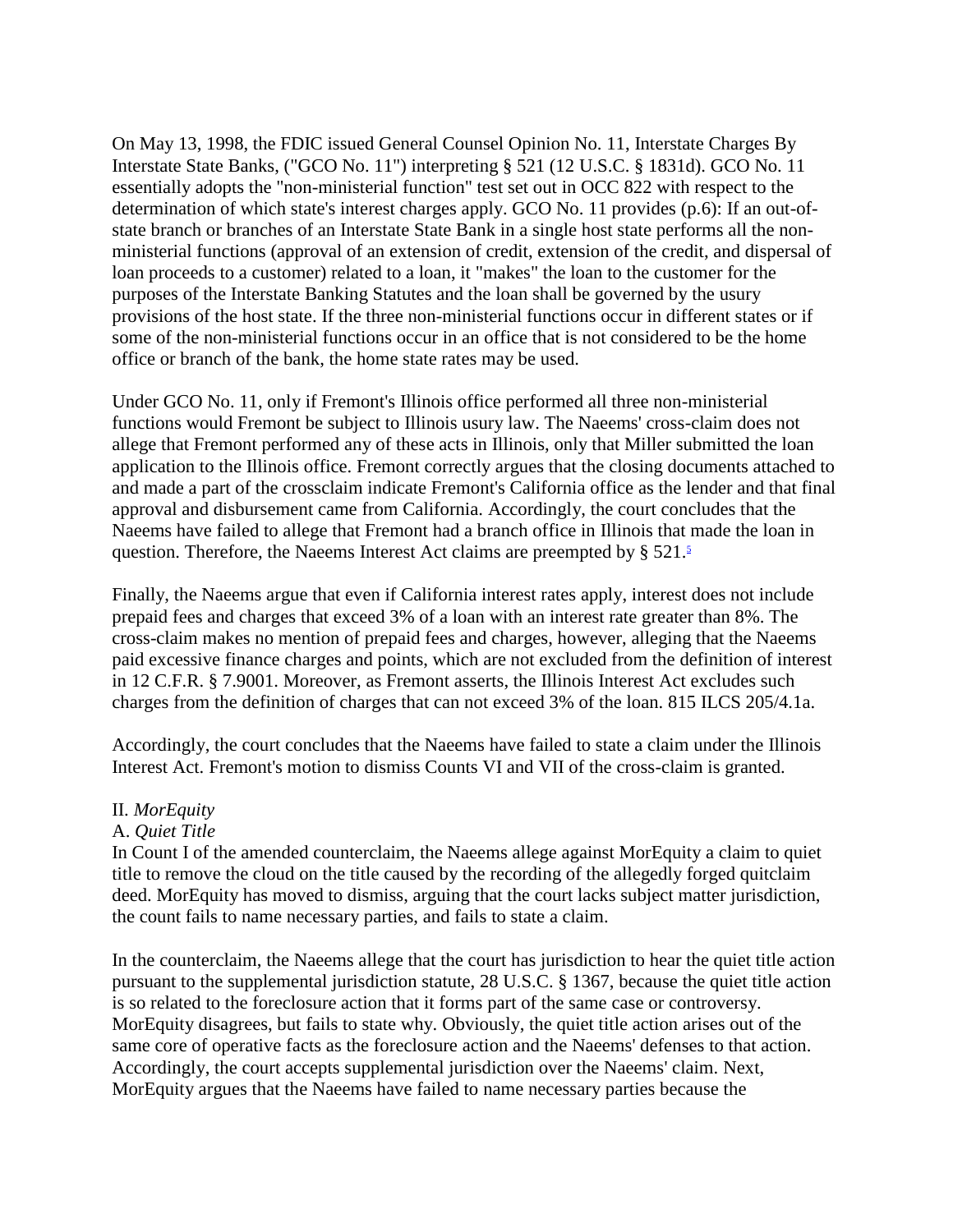On May 13, 1998, the FDIC issued General Counsel Opinion No. 11, Interstate Charges By Interstate State Banks, ("GCO No. 11") interpreting § 521 (12 U.S.C. § 1831d). GCO No. 11 essentially adopts the "non-ministerial function" test set out in OCC 822 with respect to the determination of which state's interest charges apply. GCO No. 11 provides (p.6): If an out-of-state branch or branches of an Interstate State Bank in a single host state performs all the non-ministerial functions (approval of an extension of credit, extension of the credit, and dispersal of loan proceeds to a customer) related to a loan, it "makes" the loan to the customer for the purposes of the Interstate Banking Statutes and the loan shall be governed by the usury provisions of the host state. If the three non-ministerial functions occur in different states or if some of the non-ministerial functions occur in an office that is not considered to be the home office or branch of the bank, the home state rates may be used.

Under GCO No. 11, only if Fremont's Illinois office performed all three non-ministerial functions would Fremont be subject to Illinois usury law. The Naeems' cross-claim does not allege that Fremont performed any of these acts in Illinois, only that Miller submitted the loan application to the Illinois office. Fremont correctly argues that the closing documents attached to and made a part of the crossclaim indicate Fremont's California office as the lender and that final approval and disbursement came from California. Accordingly, the court concludes that the Naeems have failed to allege that Fremont had a branch office in Illinois that made the loan in question. Therefore, the Naeems Interest Act claims are preempted by § 521.[5]

Finally, the Naeems argue that even if California interest rates apply, interest does not include prepaid fees and charges that exceed 3% of a loan with an interest rate greater than 8%. The cross-claim makes no mention of prepaid fees and charges, however, alleging that the Naeems paid excessive finance charges and points, which are not excluded from the definition of interest in 12 C.F.R. § 7.9001. Moreover, as Fremont asserts, the Illinois Interest Act excludes such charges from the definition of charges that can not exceed 3% of the loan. 815 ILCS 205/4.1a.

Accordingly, the court concludes that the Naeems have failed to state a claim under the Illinois Interest Act. Fremont's motion to dismiss Counts VI and VII of the cross-claim is granted.

II. *MorEquity*

A. *Quiet Title*

In Count I of the amended counterclaim, the Naeems allege against MorEquity a claim to quiet title to remove the cloud on the title caused by the recording of the allegedly forged quitclaim deed. MorEquity has moved to dismiss, arguing that the court lacks subject matter jurisdiction, the count fails to name necessary parties, and fails to state a claim.

In the counterclaim, the Naeems allege that the court has jurisdiction to hear the quiet title action pursuant to the supplemental jurisdiction statute, 28 U.S.C. § 1367, because the quiet title action is so related to the foreclosure action that it forms part of the same case or controversy. MorEquity disagrees, but fails to state why. Obviously, the quiet title action arises out of the same core of operative facts as the foreclosure action and the Naeems' defenses to that action. Accordingly, the court accepts supplemental jurisdiction over the Naeems' claim. Next, MorEquity argues that the Naeems have failed to name necessary parties because the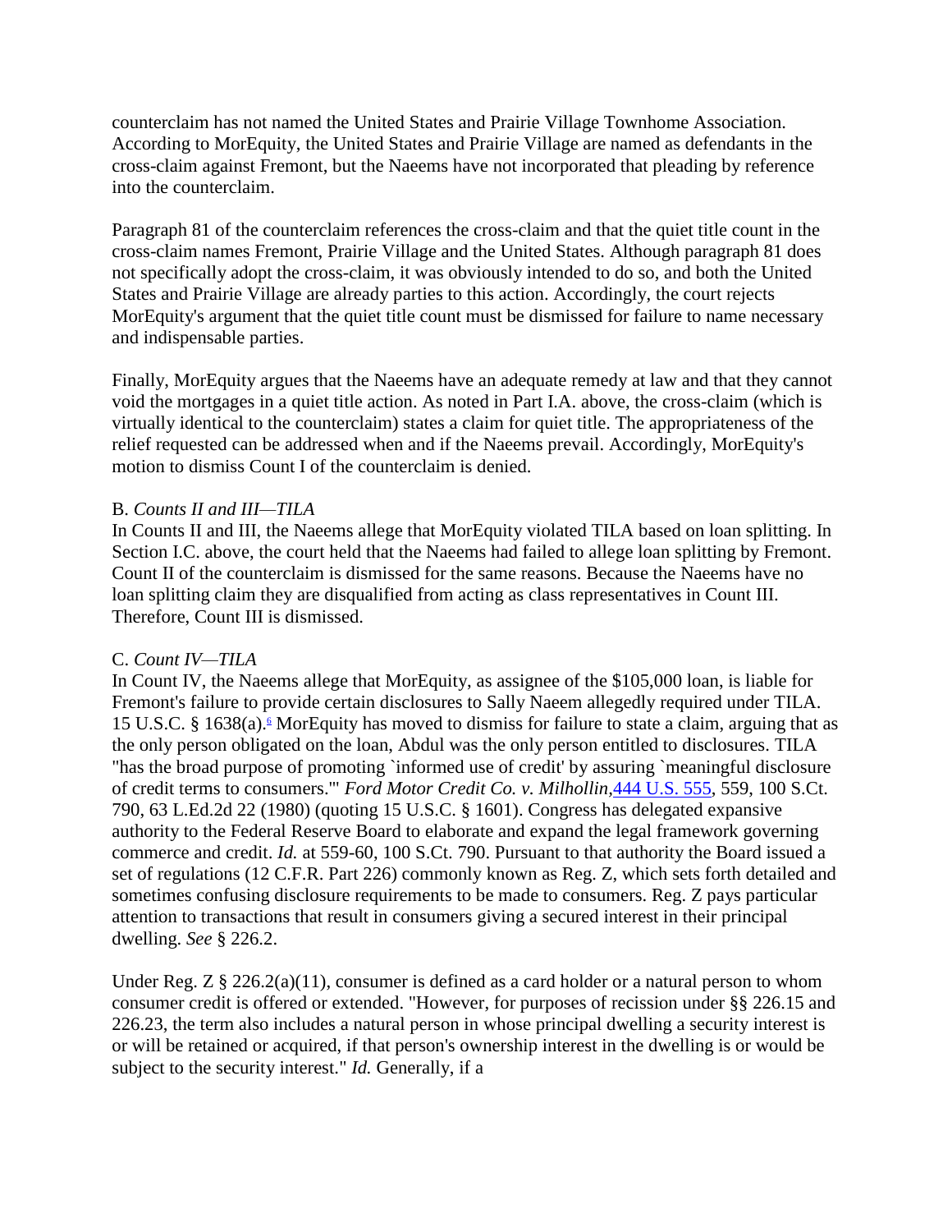counterclaim has not named the United States and Prairie Village Townhome Association. According to MorEquity, the United States and Prairie Village are named as defendants in the cross-claim against Fremont, but the Naeems have not incorporated that pleading by reference into the counterclaim.

Paragraph 81 of the counterclaim references the cross-claim and that the quiet title count in the cross-claim names Fremont, Prairie Village and the United States. Although paragraph 81 does not specifically adopt the cross-claim, it was obviously intended to do so, and both the United States and Prairie Village are already parties to this action. Accordingly, the court rejects MorEquity's argument that the quiet title count must be dismissed for failure to name necessary and indispensable parties.

Finally, MorEquity argues that the Naeems have an adequate remedy at law and that they cannot void the mortgages in a quiet title action. As noted in Part I.A. above, the cross-claim (which is virtually identical to the counterclaim) states a claim for quiet title. The appropriateness of the relief requested can be addressed when and if the Naeems prevail. Accordingly, MorEquity's motion to dismiss Count I of the counterclaim is denied.

B. *Counts II and III—TILA*
In Counts II and III, the Naeems allege that MorEquity violated TILA based on loan splitting. In Section I.C. above, the court held that the Naeems had failed to allege loan splitting by Fremont. Count II of the counterclaim is dismissed for the same reasons. Because the Naeems have no loan splitting claim they are disqualified from acting as class representatives in Count III. Therefore, Count III is dismissed.

C. *Count IV—TILA*
In Count IV, the Naeems allege that MorEquity, as assignee of the $105,000 loan, is liable for Fremont's failure to provide certain disclosures to Sally Naeem allegedly required under TILA. 15 U.S.C. § 1638(a).[6] MorEquity has moved to dismiss for failure to state a claim, arguing that as the only person obligated on the loan, Abdul was the only person entitled to disclosures. TILA "has the broad purpose of promoting `informed use of credit' by assuring `meaningful disclosure of credit terms to consumers.'" *Ford Motor Credit Co. v. Milhollin,* 444 U.S. 555, 559, 100 S.Ct. 790, 63 L.Ed.2d 22 (1980) (quoting 15 U.S.C. § 1601). Congress has delegated expansive authority to the Federal Reserve Board to elaborate and expand the legal framework governing commerce and credit. *Id.* at 559-60, 100 S.Ct. 790. Pursuant to that authority the Board issued a set of regulations (12 C.F.R. Part 226) commonly known as Reg. Z, which sets forth detailed and sometimes confusing disclosure requirements to be made to consumers. Reg. Z pays particular attention to transactions that result in consumers giving a secured interest in their principal dwelling. *See* § 226.2.

Under Reg. Z § 226.2(a)(11), consumer is defined as a card holder or a natural person to whom consumer credit is offered or extended. "However, for purposes of recission under §§ 226.15 and 226.23, the term also includes a natural person in whose principal dwelling a security interest is or will be retained or acquired, if that person's ownership interest in the dwelling is or would be subject to the security interest." *Id.* Generally, if a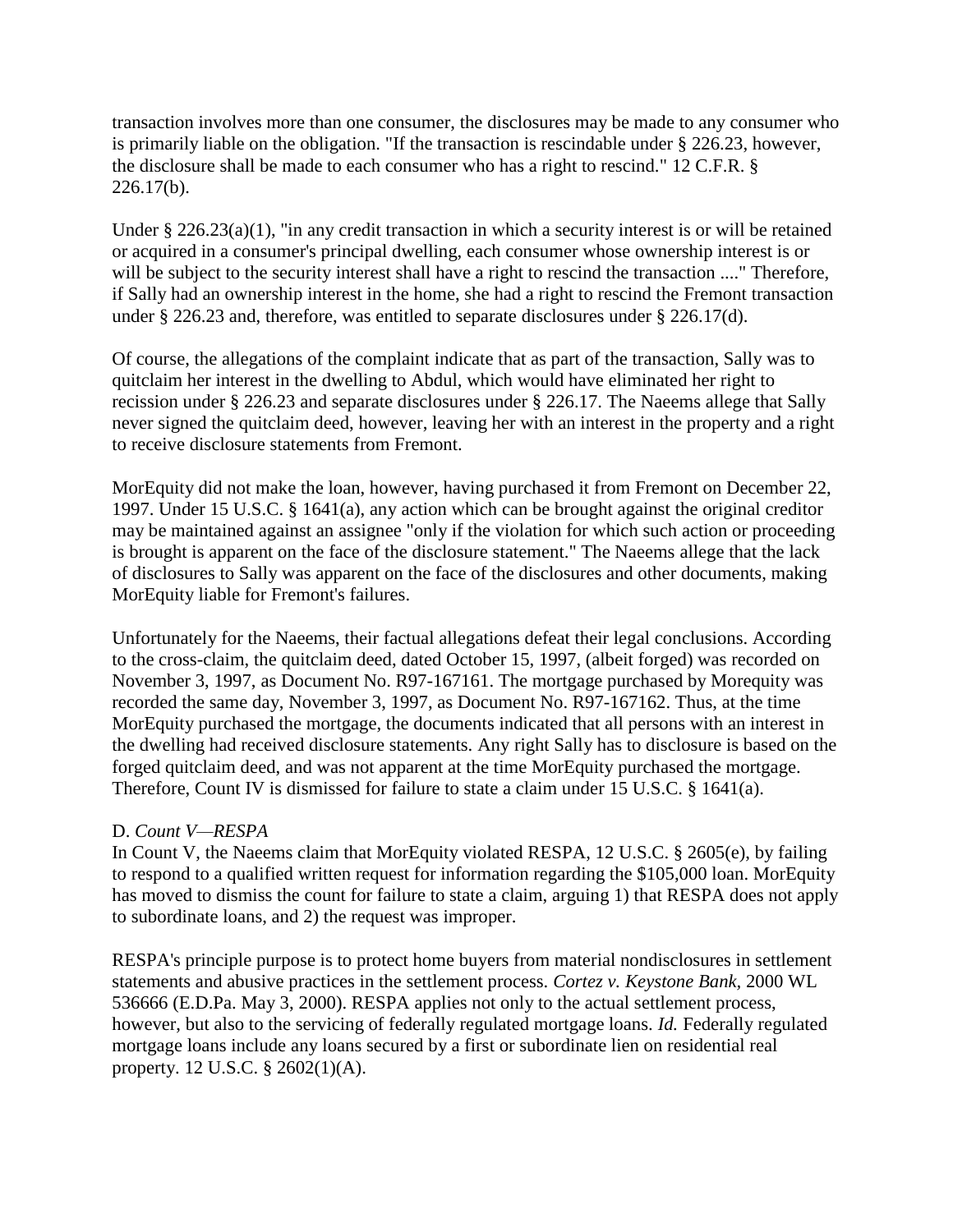transaction involves more than one consumer, the disclosures may be made to any consumer who is primarily liable on the obligation. "If the transaction is rescindable under § 226.23, however, the disclosure shall be made to each consumer who has a right to rescind." 12 C.F.R. § 226.17(b).

Under § 226.23(a)(1), "in any credit transaction in which a security interest is or will be retained or acquired in a consumer's principal dwelling, each consumer whose ownership interest is or will be subject to the security interest shall have a right to rescind the transaction ...." Therefore, if Sally had an ownership interest in the home, she had a right to rescind the Fremont transaction under § 226.23 and, therefore, was entitled to separate disclosures under § 226.17(d).

Of course, the allegations of the complaint indicate that as part of the transaction, Sally was to quitclaim her interest in the dwelling to Abdul, which would have eliminated her right to recission under § 226.23 and separate disclosures under § 226.17. The Naeems allege that Sally never signed the quitclaim deed, however, leaving her with an interest in the property and a right to receive disclosure statements from Fremont.

MorEquity did not make the loan, however, having purchased it from Fremont on December 22, 1997. Under 15 U.S.C. § 1641(a), any action which can be brought against the original creditor may be maintained against an assignee "only if the violation for which such action or proceeding is brought is apparent on the face of the disclosure statement." The Naeems allege that the lack of disclosures to Sally was apparent on the face of the disclosures and other documents, making MorEquity liable for Fremont's failures.

Unfortunately for the Naeems, their factual allegations defeat their legal conclusions. According to the cross-claim, the quitclaim deed, dated October 15, 1997, (albeit forged) was recorded on November 3, 1997, as Document No. R97-167161. The mortgage purchased by Morequity was recorded the same day, November 3, 1997, as Document No. R97-167162. Thus, at the time MorEquity purchased the mortgage, the documents indicated that all persons with an interest in the dwelling had received disclosure statements. Any right Sally has to disclosure is based on the forged quitclaim deed, and was not apparent at the time MorEquity purchased the mortgage. Therefore, Count IV is dismissed for failure to state a claim under 15 U.S.C. § 1641(a).

D. *Count V—RESPA*

In Count V, the Naeems claim that MorEquity violated RESPA, 12 U.S.C. § 2605(e), by failing to respond to a qualified written request for information regarding the $105,000 loan. MorEquity has moved to dismiss the count for failure to state a claim, arguing 1) that RESPA does not apply to subordinate loans, and 2) the request was improper.

RESPA's principle purpose is to protect home buyers from material nondisclosures in settlement statements and abusive practices in the settlement process. *Cortez v. Keystone Bank*, 2000 WL 536666 (E.D.Pa. May 3, 2000). RESPA applies not only to the actual settlement process, however, but also to the servicing of federally regulated mortgage loans. *Id.* Federally regulated mortgage loans include any loans secured by a first or subordinate lien on residential real property. 12 U.S.C. § 2602(1)(A).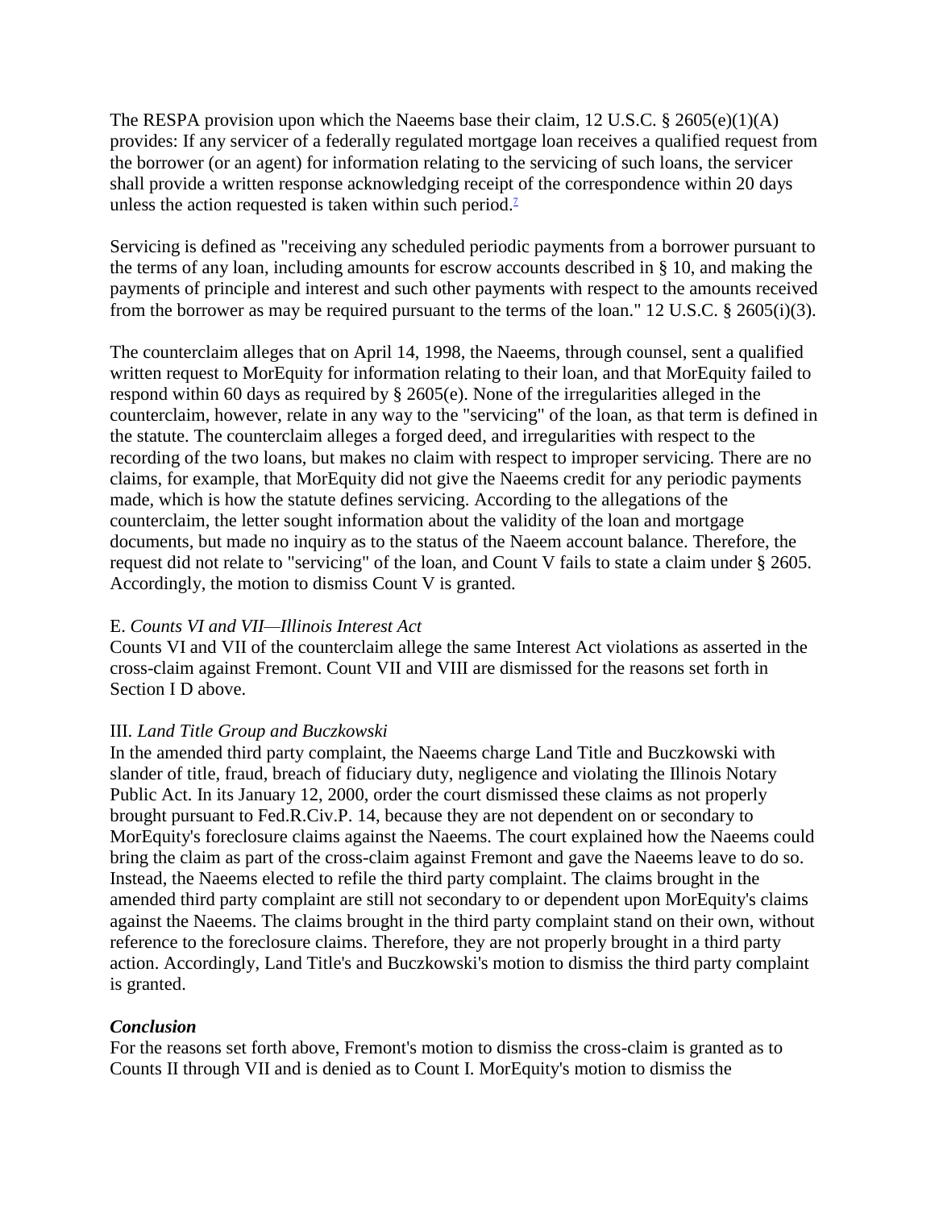The RESPA provision upon which the Naeems base their claim, 12 U.S.C. § 2605(e)(1)(A) provides: If any servicer of a federally regulated mortgage loan receives a qualified request from the borrower (or an agent) for information relating to the servicing of such loans, the servicer shall provide a written response acknowledging receipt of the correspondence within 20 days unless the action requested is taken within such period.[7]

Servicing is defined as "receiving any scheduled periodic payments from a borrower pursuant to the terms of any loan, including amounts for escrow accounts described in § 10, and making the payments of principle and interest and such other payments with respect to the amounts received from the borrower as may be required pursuant to the terms of the loan." 12 U.S.C. § 2605(i)(3).

The counterclaim alleges that on April 14, 1998, the Naeems, through counsel, sent a qualified written request to MorEquity for information relating to their loan, and that MorEquity failed to respond within 60 days as required by § 2605(e). None of the irregularities alleged in the counterclaim, however, relate in any way to the "servicing" of the loan, as that term is defined in the statute. The counterclaim alleges a forged deed, and irregularities with respect to the recording of the two loans, but makes no claim with respect to improper servicing. There are no claims, for example, that MorEquity did not give the Naeems credit for any periodic payments made, which is how the statute defines servicing. According to the allegations of the counterclaim, the letter sought information about the validity of the loan and mortgage documents, but made no inquiry as to the status of the Naeem account balance. Therefore, the request did not relate to "servicing" of the loan, and Count V fails to state a claim under § 2605. Accordingly, the motion to dismiss Count V is granted.

E. *Counts VI and VII—Illinois Interest Act*

Counts VI and VII of the counterclaim allege the same Interest Act violations as asserted in the cross-claim against Fremont. Count VII and VIII are dismissed for the reasons set forth in Section I D above.

III. *Land Title Group and Buczkowski*

In the amended third party complaint, the Naeems charge Land Title and Buczkowski with slander of title, fraud, breach of fiduciary duty, negligence and violating the Illinois Notary Public Act. In its January 12, 2000, order the court dismissed these claims as not properly brought pursuant to Fed.R.Civ.P. 14, because they are not dependent on or secondary to MorEquity's foreclosure claims against the Naeems. The court explained how the Naeems could bring the claim as part of the cross-claim against Fremont and gave the Naeems leave to do so. Instead, the Naeems elected to refile the third party complaint. The claims brought in the amended third party complaint are still not secondary to or dependent upon MorEquity's claims against the Naeems. The claims brought in the third party complaint stand on their own, without reference to the foreclosure claims. Therefore, they are not properly brought in a third party action. Accordingly, Land Title's and Buczkowski's motion to dismiss the third party complaint is granted.

### *Conclusion*

For the reasons set forth above, Fremont's motion to dismiss the cross-claim is granted as to Counts II through VII and is denied as to Count I. MorEquity's motion to dismiss the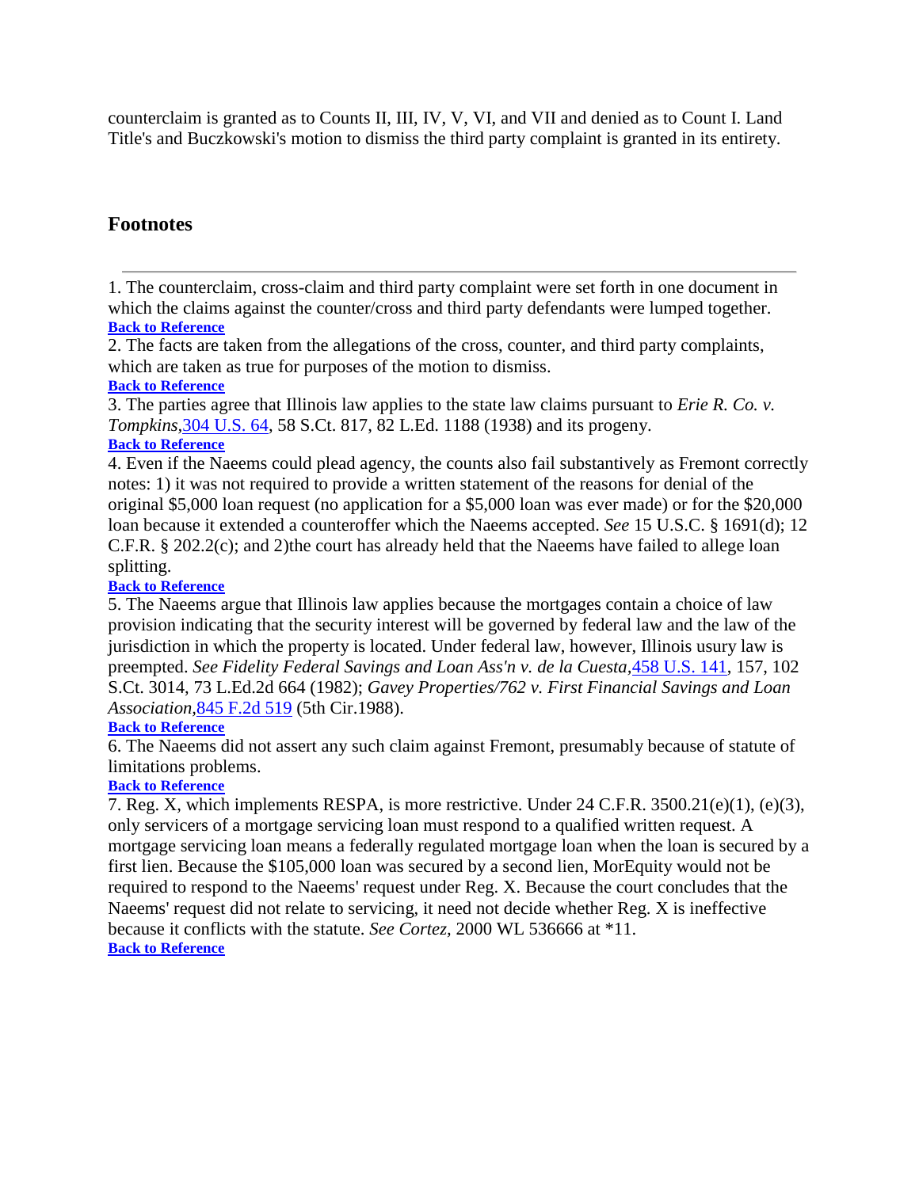counterclaim is granted as to Counts II, III, IV, V, VI, and VII and denied as to Count I. Land Title's and Buczkowski's motion to dismiss the third party complaint is granted in its entirety.

## Footnotes

---

1. The counterclaim, cross-claim and third party complaint were set forth in one document in which the claims against the counter/cross and third party defendants were lumped together.
**Back to Reference**

2. The facts are taken from the allegations of the cross, counter, and third party complaints, which are taken as true for purposes of the motion to dismiss.
**Back to Reference**

3. The parties agree that Illinois law applies to the state law claims pursuant to *Erie R. Co. v. Tompkins*, 304 U.S. 64, 58 S.Ct. 817, 82 L.Ed. 1188 (1938) and its progeny.
**Back to Reference**

4. Even if the Naeems could plead agency, the counts also fail substantively as Fremont correctly notes: 1) it was not required to provide a written statement of the reasons for denial of the original $5,000 loan request (no application for a $5,000 loan was ever made) or for the $20,000 loan because it extended a counteroffer which the Naeems accepted. *See* 15 U.S.C. § 1691(d); 12 C.F.R. § 202.2(c); and 2)the court has already held that the Naeems have failed to allege loan splitting.
**Back to Reference**

5. The Naeems argue that Illinois law applies because the mortgages contain a choice of law provision indicating that the security interest will be governed by federal law and the law of the jurisdiction in which the property is located. Under federal law, however, Illinois usury law is preempted. *See Fidelity Federal Savings and Loan Ass'n v. de la Cuesta*, 458 U.S. 141, 157, 102 S.Ct. 3014, 73 L.Ed.2d 664 (1982); *Gavey Properties/762 v. First Financial Savings and Loan Association*, 845 F.2d 519 (5th Cir.1988).
**Back to Reference**

6. The Naeems did not assert any such claim against Fremont, presumably because of statute of limitations problems.
**Back to Reference**

7. Reg. X, which implements RESPA, is more restrictive. Under 24 C.F.R. 3500.21(e)(1), (e)(3), only servicers of a mortgage servicing loan must respond to a qualified written request. A mortgage servicing loan means a federally regulated mortgage loan when the loan is secured by a first lien. Because the $105,000 loan was secured by a second lien, MorEquity would not be required to respond to the Naeems' request under Reg. X. Because the court concludes that the Naeems' request did not relate to servicing, it need not decide whether Reg. X is ineffective because it conflicts with the statute. *See Cortez,* 2000 WL 536666 at *11.
**Back to Reference**